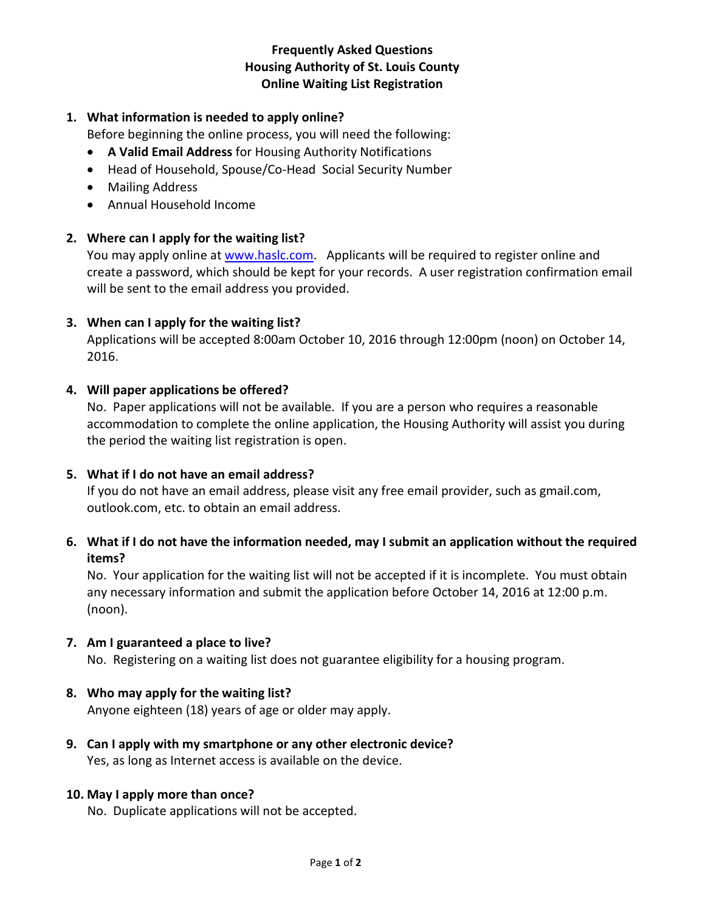# Frequently Asked Questions
# Housing Authority of St. Louis County
# Online Waiting List Registration

1. **What information is needed to apply online?**

   Before beginning the online process, you will need the following:
   - **A Valid Email Address** for Housing Authority Notifications
   - Head of Household, Spouse/Co-Head Social Security Number
   - Mailing Address
   - Annual Household Income

2. **Where can I apply for the waiting list?**

   You may apply online at [www.haslc.com](http://www.haslc.com). Applicants will be required to register online and create a password, which should be kept for your records. A user registration confirmation email will be sent to the email address you provided.

3. **When can I apply for the waiting list?**

   Applications will be accepted 8:00am October 10, 2016 through 12:00pm (noon) on October 14, 2016.

4. **Will paper applications be offered?**

   No. Paper applications will not be available. If you are a person who requires a reasonable accommodation to complete the online application, the Housing Authority will assist you during the period the waiting list registration is open.

5. **What if I do not have an email address?**

   If you do not have an email address, please visit any free email provider, such as gmail.com, outlook.com, etc. to obtain an email address.

6. **What if I do not have the information needed, may I submit an application without the required items?**

   No. Your application for the waiting list will not be accepted if it is incomplete. You must obtain any necessary information and submit the application before October 14, 2016 at 12:00 p.m. (noon).

7. **Am I guaranteed a place to live?**

   No. Registering on a waiting list does not guarantee eligibility for a housing program.

8. **Who may apply for the waiting list?**

   Anyone eighteen (18) years of age or older may apply.

9. **Can I apply with my smartphone or any other electronic device?**

   Yes, as long as Internet access is available on the device.

10. **May I apply more than once?**

    No. Duplicate applications will not be accepted.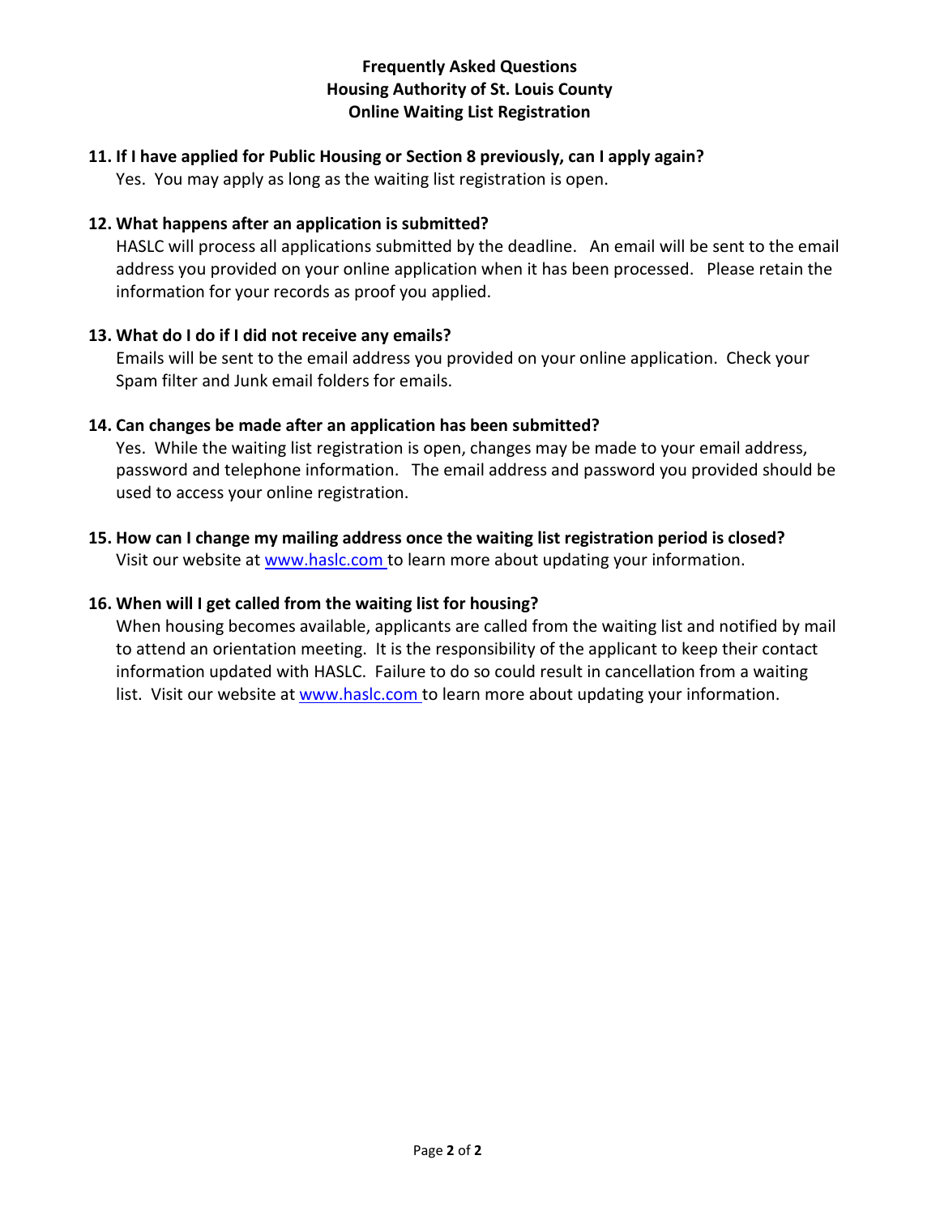**Frequently Asked Questions**
**Housing Authority of St. Louis County**
**Online Waiting List Registration**

**11. If I have applied for Public Housing or Section 8 previously, can I apply again?**
Yes. You may apply as long as the waiting list registration is open.

**12. What happens after an application is submitted?**
HASLC will process all applications submitted by the deadline. An email will be sent to the email address you provided on your online application when it has been processed. Please retain the information for your records as proof you applied.

**13. What do I do if I did not receive any emails?**
Emails will be sent to the email address you provided on your online application. Check your Spam filter and Junk email folders for emails.

**14. Can changes be made after an application has been submitted?**
Yes. While the waiting list registration is open, changes may be made to your email address, password and telephone information. The email address and password you provided should be used to access your online registration.

**15. How can I change my mailing address once the waiting list registration period is closed?**
Visit our website at [www.haslc.com](http://www.haslc.com) to learn more about updating your information.

**16. When will I get called from the waiting list for housing?**
When housing becomes available, applicants are called from the waiting list and notified by mail to attend an orientation meeting. It is the responsibility of the applicant to keep their contact information updated with HASLC. Failure to do so could result in cancellation from a waiting list. Visit our website at [www.haslc.com](http://www.haslc.com) to learn more about updating your information.